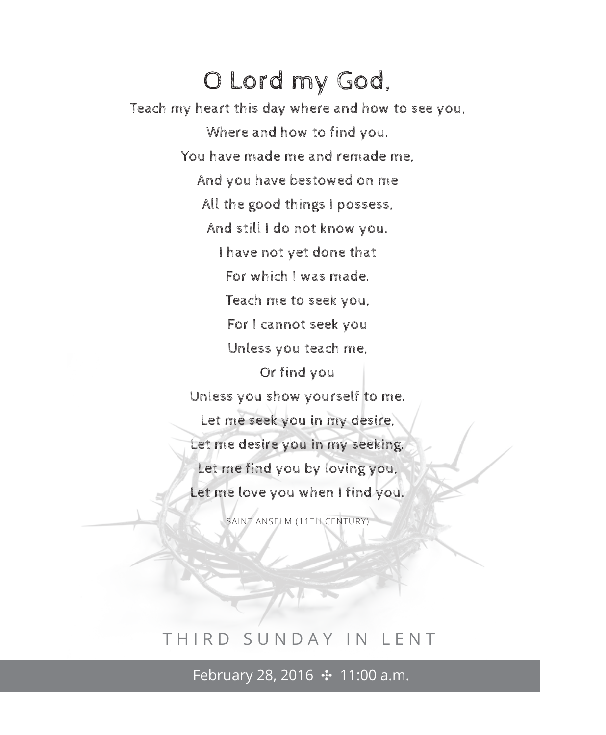# O Lord my God,

Teach my heart this day where and how to see you,
Where and how to find you.
You have made me and remade me,
And you have bestowed on me
All the good things I possess,
And still I do not know you.
I have not yet done that
For which I was made.
Teach me to seek you,
For I cannot seek you
Unless you teach me,
Or find you
Unless you show yourself to me.
Let me seek you in my desire,
Let me desire you in my seeking.
Let me find you by loving you,
Let me love you when I find you.

SAINT ANSELM (11TH CENTURY)

## THIRD SUNDAY IN LENT

February 28, 2016 ✣ 11:00 a.m.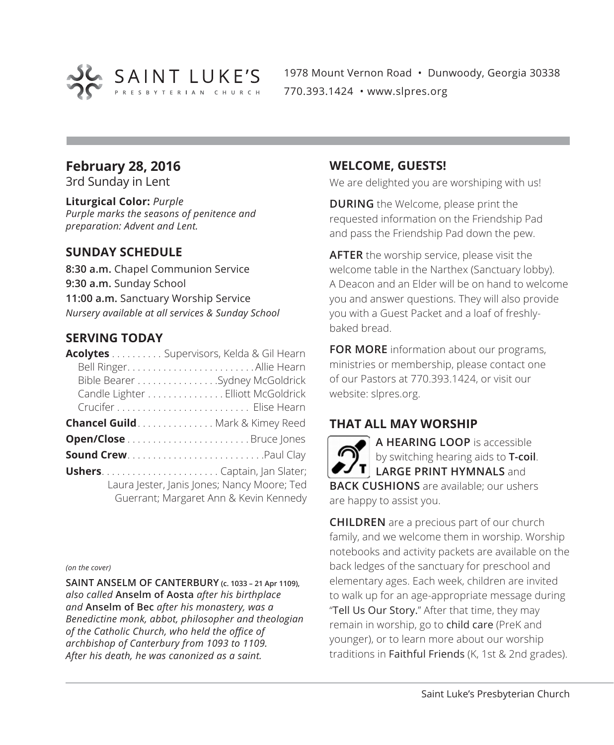**SAINT LUKE'S**
PRESBYTERIAN CHURCH

1978 Mount Vernon Road • Dunwoody, Georgia 30338
770.393.1424 • www.slpres.org

## February 28, 2016
3rd Sunday in Lent

**Liturgical Color:** *Purple*
*Purple marks the seasons of penitence and preparation: Advent and Lent.*

## SUNDAY SCHEDULE

**8:30 a.m.** Chapel Communion Service
**9:30 a.m.** Sunday School
**11:00 a.m.** Sanctuary Worship Service
*Nursery available at all services & Sunday School*

## SERVING TODAY

**Acolytes** . . . . . . . . . . Supervisors, Kelda & Gil Hearn
Bell Ringer. . . . . . . . . . . . . . . . . . . . . . . . . Allie Hearn
Bible Bearer . . . . . . . . . . . . . . . .Sydney McGoldrick
Candle Lighter . . . . . . . . . . . . . . . Elliott McGoldrick
Crucifer . . . . . . . . . . . . . . . . . . . . . . . . . . Elise Hearn

**Chancel Guild**. . . . . . . . . . . . . . . Mark & Kimey Reed

**Open/Close** . . . . . . . . . . . . . . . . . . . . . . . . Bruce Jones

**Sound Crew**. . . . . . . . . . . . . . . . . . . . . . . . . .Paul Clay

**Ushers**. . . . . . . . . . . . . . . . . . . . . . . Captain, Jan Slater; Laura Jester, Janis Jones; Nancy Moore; Ted Guerrant; Margaret Ann & Kevin Kennedy

*(on the cover)*

**SAINT ANSELM OF CANTERBURY (c. 1033 – 21 Apr 1109),** *also called* **Anselm of Aosta** *after his birthplace and* **Anselm of Bec** *after his monastery, was a Benedictine monk, abbot, philosopher and theologian of the Catholic Church, who held the office of archbishop of Canterbury from 1093 to 1109. After his death, he was canonized as a saint.*

## WELCOME, GUESTS!

We are delighted you are worshiping with us!

**DURING** the Welcome, please print the requested information on the Friendship Pad and pass the Friendship Pad down the pew.

**AFTER** the worship service, please visit the welcome table in the Narthex (Sanctuary lobby). A Deacon and an Elder will be on hand to welcome you and answer questions. They will also provide you with a Guest Packet and a loaf of freshly-baked bread.

**FOR MORE** information about our programs, ministries or membership, please contact one of our Pastors at 770.393.1424, or visit our website: slpres.org.

## THAT ALL MAY WORSHIP

**A HEARING LOOP** is accessible by switching hearing aids to **T-coil**. **LARGE PRINT HYMNALS** and **BACK CUSHIONS** are available; our ushers are happy to assist you.

**CHILDREN** are a precious part of our church family, and we welcome them in worship. Worship notebooks and activity packets are available on the back ledges of the sanctuary for preschool and elementary ages. Each week, children are invited to walk up for an age-appropriate message during "Tell Us Our Story." After that time, they may remain in worship, go to child care (PreK and younger), or to learn more about our worship traditions in Faithful Friends (K, 1st & 2nd grades).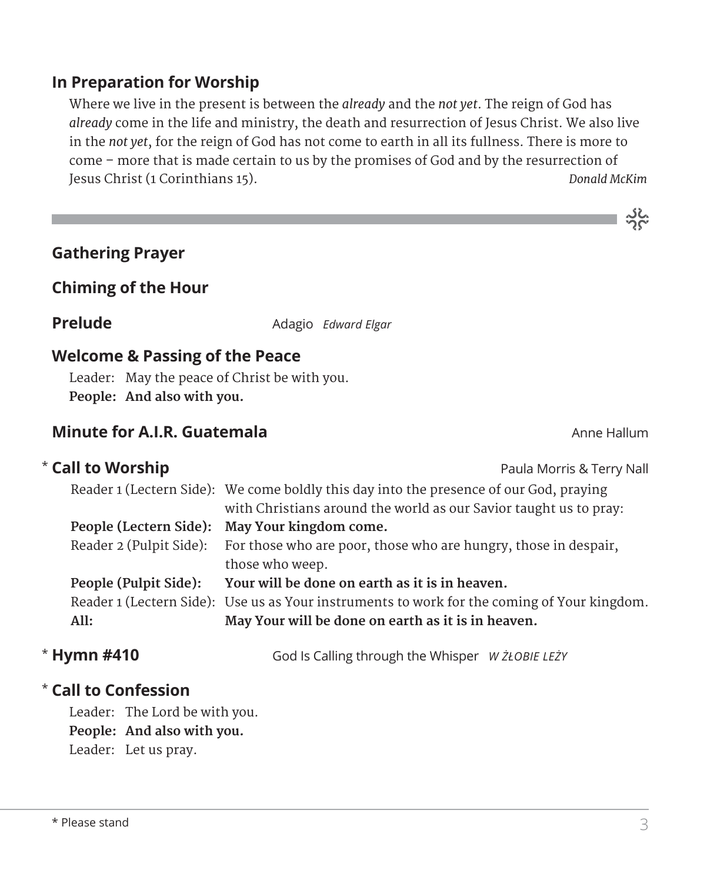## In Preparation for Worship

Where we live in the present is between the *already* and the *not yet*. The reign of God has *already* come in the life and ministry, the death and resurrection of Jesus Christ. We also live in the *not yet*, for the reign of God has not come to earth in all its fullness. There is more to come – more that is made certain to us by the promises of God and by the resurrection of Jesus Christ (1 Corinthians 15). *Donald McKim*

---

## Gathering Prayer

## Chiming of the Hour

## Prelude

Adagio *Edward Elgar*

## Welcome & Passing of the Peace

Leader: May the peace of Christ be with you.
**People: And also with you.**

## Minute for A.I.R. Guatemala

Anne Hallum

## * Call to Worship

Paula Morris & Terry Nall

Reader 1 (Lectern Side): We come boldly this day into the presence of our God, praying with Christians around the world as our Savior taught us to pray:
**People (Lectern Side): May Your kingdom come.**
Reader 2 (Pulpit Side): For those who are poor, those who are hungry, those in despair, those who weep.
**People (Pulpit Side): Your will be done on earth as it is in heaven.**
Reader 1 (Lectern Side): Use us as Your instruments to work for the coming of Your kingdom.
**All: May Your will be done on earth as it is in heaven.**

## * Hymn #410

God Is Calling through the Whisper *W ŻŁOBIE LEŻY*

## * Call to Confession

Leader: The Lord be with you.
**People: And also with you.**
Leader: Let us pray.

* Please stand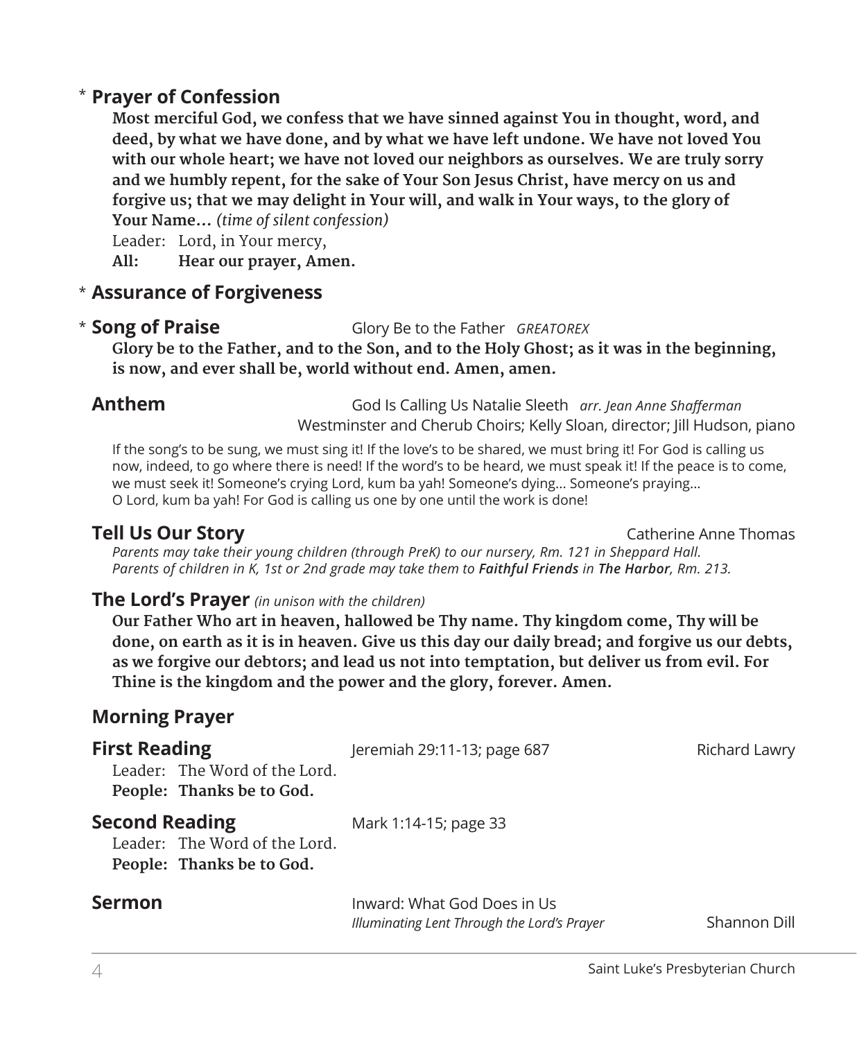## * Prayer of Confession

**Most merciful God, we confess that we have sinned against You in thought, word, and deed, by what we have done, and by what we have left undone. We have not loved You with our whole heart; we have not loved our neighbors as ourselves. We are truly sorry and we humbly repent, for the sake of Your Son Jesus Christ, have mercy on us and forgive us; that we may delight in Your will, and walk in Your ways, to the glory of Your Name…** *(time of silent confession)*

Leader: Lord, in Your mercy,
**All: Hear our prayer, Amen.**

## * Assurance of Forgiveness

## * Song of Praise

Glory Be to the Father *GREATOREX*

**Glory be to the Father, and to the Son, and to the Holy Ghost; as it was in the beginning, is now, and ever shall be, world without end. Amen, amen.**

## Anthem

God Is Calling Us Natalie Sleeth *arr. Jean Anne Shafferman*
Westminster and Cherub Choirs; Kelly Sloan, director; Jill Hudson, piano

If the song's to be sung, we must sing it! If the love's to be shared, we must bring it! For God is calling us now, indeed, to go where there is need! If the word's to be heard, we must speak it! If the peace is to come, we must seek it! Someone's crying Lord, kum ba yah! Someone's dying… Someone's praying… O Lord, kum ba yah! For God is calling us one by one until the work is done!

## Tell Us Our Story

Catherine Anne Thomas

*Parents may take their young children (through PreK) to our nursery, Rm. 121 in Sheppard Hall.*
*Parents of children in K, 1st or 2nd grade may take them to **Faithful Friends** in **The Harbor**, Rm. 213.*

## The Lord's Prayer *(in unison with the children)*

**Our Father Who art in heaven, hallowed be Thy name. Thy kingdom come, Thy will be done, on earth as it is in heaven. Give us this day our daily bread; and forgive us our debts, as we forgive our debtors; and lead us not into temptation, but deliver us from evil. For Thine is the kingdom and the power and the glory, forever. Amen.**

## Morning Prayer

## First Reading

Jeremiah 29:11-13; page 687 — Richard Lawry

Leader: The Word of the Lord.
**People: Thanks be to God.**

## Second Reading

Mark 1:14-15; page 33

Leader: The Word of the Lord.
**People: Thanks be to God.**

## Sermon

Inward: What God Does in Us
*Illuminating Lent Through the Lord's Prayer* — Shannon Dill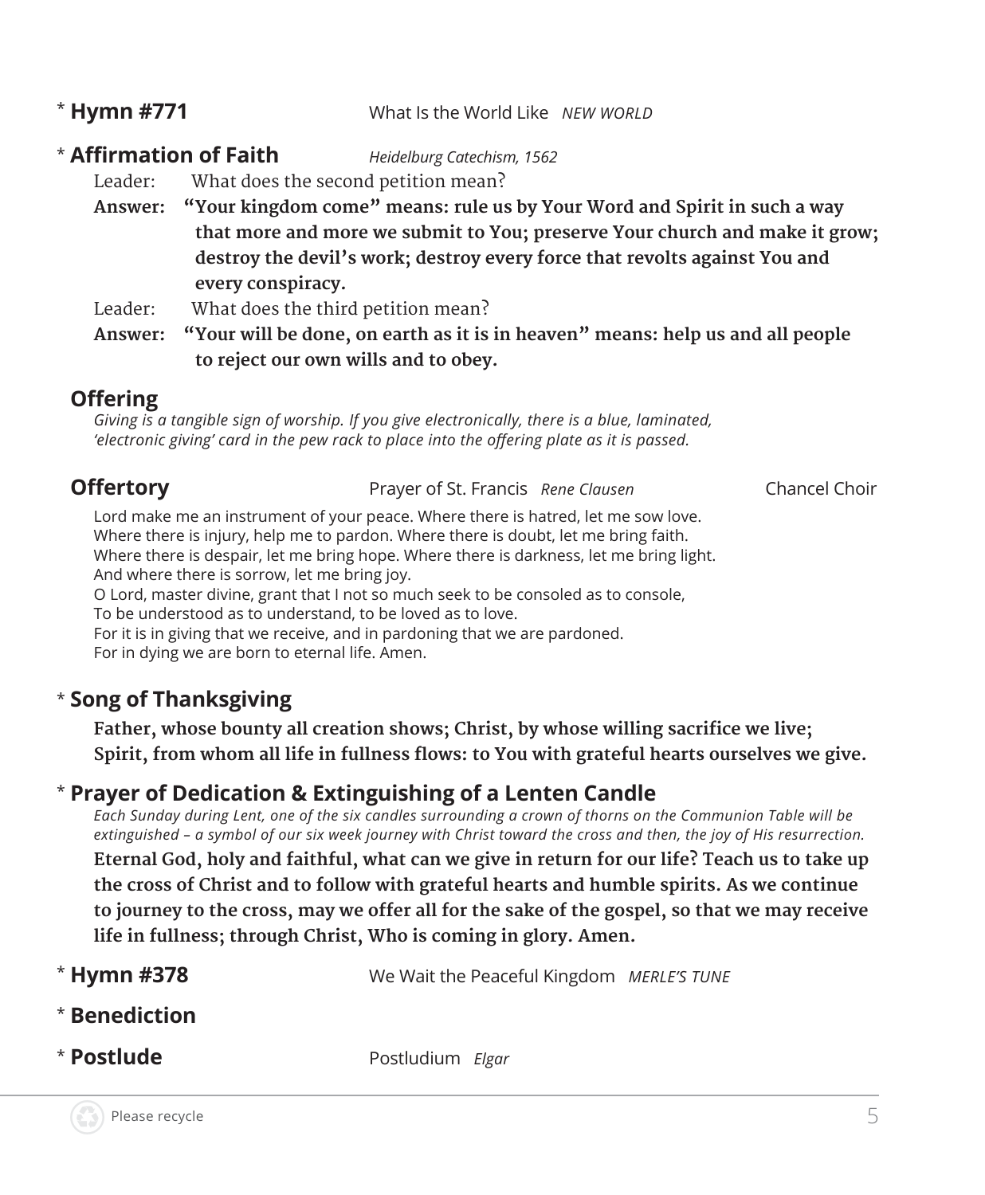\* **Hymn #771** What Is the World Like *NEW WORLD*

\* **Affirmation of Faith** *Heidelburg Catechism, 1562*

Leader: What does the second petition mean?

**Answer: "Your kingdom come" means: rule us by Your Word and Spirit in such a way that more and more we submit to You; preserve Your church and make it grow; destroy the devil's work; destroy every force that revolts against You and every conspiracy.**

Leader: What does the third petition mean?

**Answer: "Your will be done, on earth as it is in heaven" means: help us and all people to reject our own wills and to obey.**

**Offering**

*Giving is a tangible sign of worship. If you give electronically, there is a blue, laminated, 'electronic giving' card in the pew rack to place into the offering plate as it is passed.*

**Offertory** Prayer of St. Francis *Rene Clausen* Chancel Choir

Lord make me an instrument of your peace. Where there is hatred, let me sow love.
Where there is injury, help me to pardon. Where there is doubt, let me bring faith.
Where there is despair, let me bring hope. Where there is darkness, let me bring light.
And where there is sorrow, let me bring joy.
O Lord, master divine, grant that I not so much seek to be consoled as to console,
To be understood as to understand, to be loved as to love.
For it is in giving that we receive, and in pardoning that we are pardoned.
For in dying we are born to eternal life. Amen.

\* **Song of Thanksgiving**

**Father, whose bounty all creation shows; Christ, by whose willing sacrifice we live; Spirit, from whom all life in fullness flows: to You with grateful hearts ourselves we give.**

\* **Prayer of Dedication & Extinguishing of a Lenten Candle**

*Each Sunday during Lent, one of the six candles surrounding a crown of thorns on the Communion Table will be extinguished – a symbol of our six week journey with Christ toward the cross and then, the joy of His resurrection.*

**Eternal God, holy and faithful, what can we give in return for our life? Teach us to take up the cross of Christ and to follow with grateful hearts and humble spirits. As we continue to journey to the cross, may we offer all for the sake of the gospel, so that we may receive life in fullness; through Christ, Who is coming in glory. Amen.**

\* **Hymn #378** We Wait the Peaceful Kingdom *MERLE'S TUNE*

\* **Benediction**

\* **Postlude** Postludium *Elgar*

Please recycle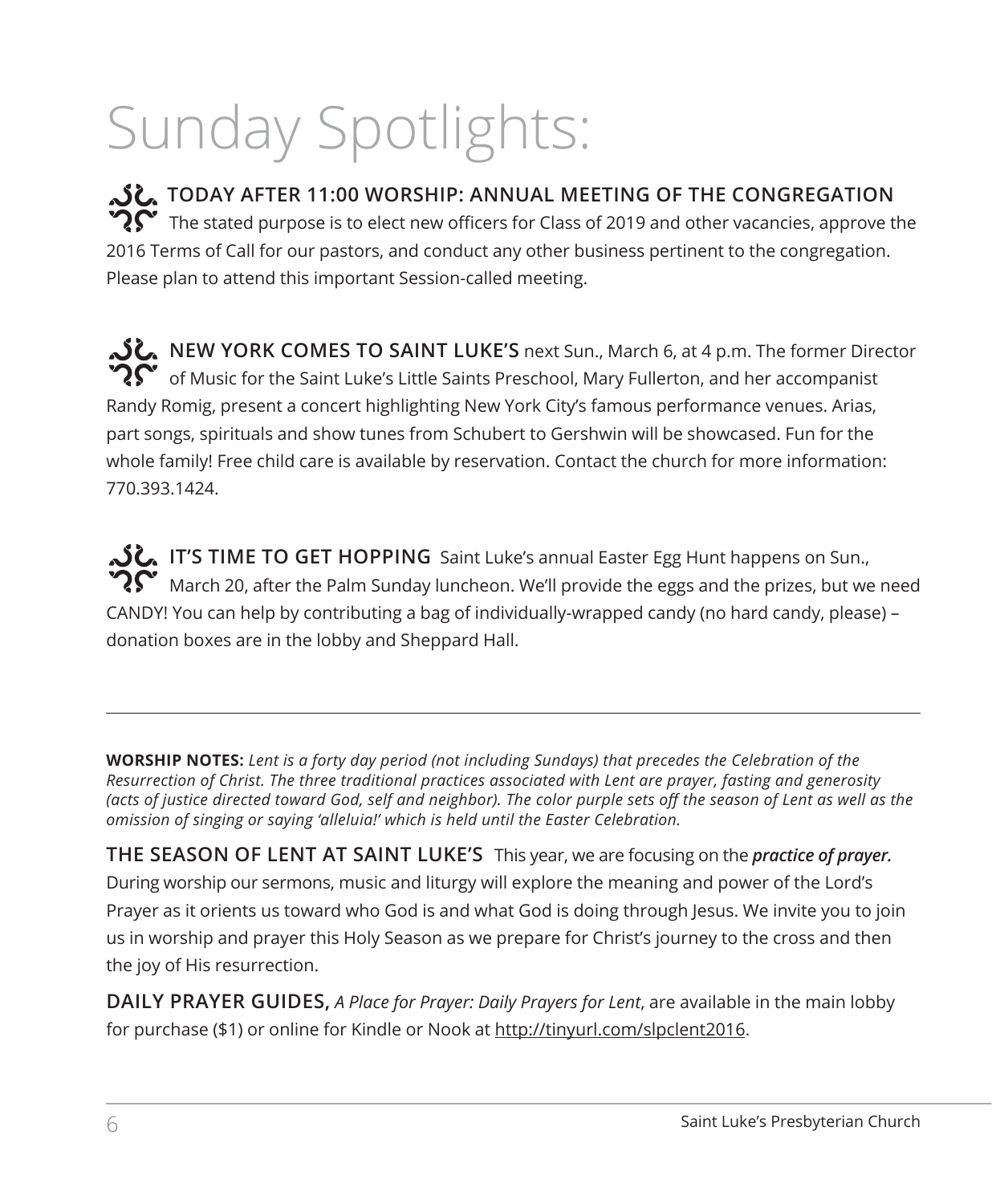# Sunday Spotlights:

**TODAY AFTER 11:00 WORSHIP: ANNUAL MEETING OF THE CONGREGATION** The stated purpose is to elect new officers for Class of 2019 and other vacancies, approve the 2016 Terms of Call for our pastors, and conduct any other business pertinent to the congregation. Please plan to attend this important Session-called meeting.

**NEW YORK COMES TO SAINT LUKE'S** next Sun., March 6, at 4 p.m. The former Director of Music for the Saint Luke's Little Saints Preschool, Mary Fullerton, and her accompanist Randy Romig, present a concert highlighting New York City's famous performance venues. Arias, part songs, spirituals and show tunes from Schubert to Gershwin will be showcased. Fun for the whole family! Free child care is available by reservation. Contact the church for more information: 770.393.1424.

**IT'S TIME TO GET HOPPING** Saint Luke's annual Easter Egg Hunt happens on Sun., March 20, after the Palm Sunday luncheon. We'll provide the eggs and the prizes, but we need CANDY! You can help by contributing a bag of individually-wrapped candy (no hard candy, please) – donation boxes are in the lobby and Sheppard Hall.

---

**WORSHIP NOTES:** *Lent is a forty day period (not including Sundays) that precedes the Celebration of the Resurrection of Christ. The three traditional practices associated with Lent are prayer, fasting and generosity (acts of justice directed toward God, self and neighbor). The color purple sets off the season of Lent as well as the omission of singing or saying 'alleluia!' which is held until the Easter Celebration.*

**THE SEASON OF LENT AT SAINT LUKE'S** This year, we are focusing on the ***practice of prayer.*** During worship our sermons, music and liturgy will explore the meaning and power of the Lord's Prayer as it orients us toward who God is and what God is doing through Jesus. We invite you to join us in worship and prayer this Holy Season as we prepare for Christ's journey to the cross and then the joy of His resurrection.

**DAILY PRAYER GUIDES,** *A Place for Prayer: Daily Prayers for Lent*, are available in the main lobby for purchase ($1) or online for Kindle or Nook at http://tinyurl.com/slpclent2016.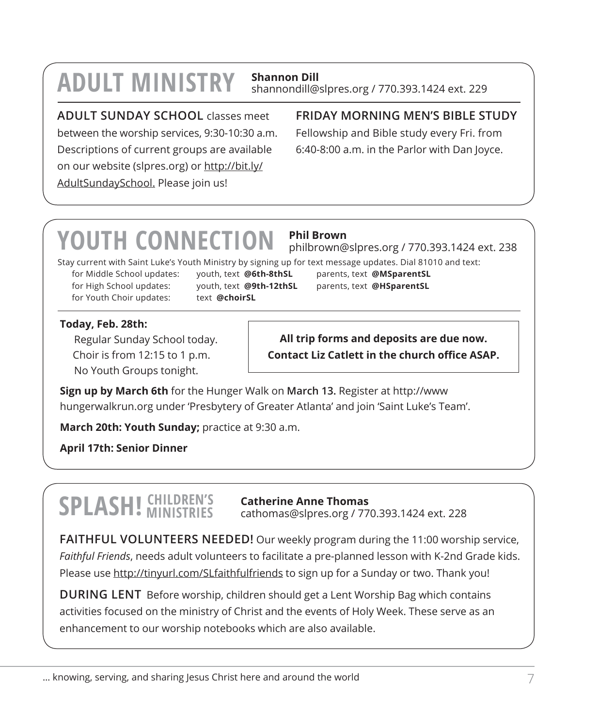## ADULT MINISTRY

**Shannon Dill**
shannondill@slpres.org / 770.393.1424 ext. 229

**ADULT SUNDAY SCHOOL** classes meet between the worship services, 9:30-10:30 a.m. Descriptions of current groups are available on our website (slpres.org) or http://bit.ly/AdultSundaySchool. Please join us!

**FRIDAY MORNING MEN'S BIBLE STUDY**
Fellowship and Bible study every Fri. from 6:40-8:00 a.m. in the Parlor with Dan Joyce.

## YOUTH CONNECTION

**Phil Brown**
philbrown@slpres.org / 770.393.1424 ext. 238

Stay current with Saint Luke's Youth Ministry by signing up for text message updates. Dial 81010 and text:

| | | |
|---|---|---|
| for Middle School updates: | youth, text **@6th-8thSL** | parents, text **@MSparentSL** |
| for High School updates: | youth, text **@9th-12thSL** | parents, text **@HSparentSL** |
| for Youth Choir updates: | text **@choirSL** | |

**Today, Feb. 28th:**
Regular Sunday School today.
Choir is from 12:15 to 1 p.m.
No Youth Groups tonight.

**All trip forms and deposits are due now.**
**Contact Liz Catlett in the church office ASAP.**

**Sign up by March 6th** for the Hunger Walk on **March 13.** Register at http://www hungerwalkrun.org under 'Presbytery of Greater Atlanta' and join 'Saint Luke's Team'.

**March 20th: Youth Sunday;** practice at 9:30 a.m.

**April 17th: Senior Dinner**

## SPLASH! CHILDREN'S MINISTRIES

**Catherine Anne Thomas**
cathomas@slpres.org / 770.393.1424 ext. 228

**FAITHFUL VOLUNTEERS NEEDED!** Our weekly program during the 11:00 worship service, *Faithful Friends*, needs adult volunteers to facilitate a pre-planned lesson with K-2nd Grade kids. Please use http://tinyurl.com/SLfaithfulfriends to sign up for a Sunday or two. Thank you!

**DURING LENT** Before worship, children should get a Lent Worship Bag which contains activities focused on the ministry of Christ and the events of Holy Week. These serve as an enhancement to our worship notebooks which are also available.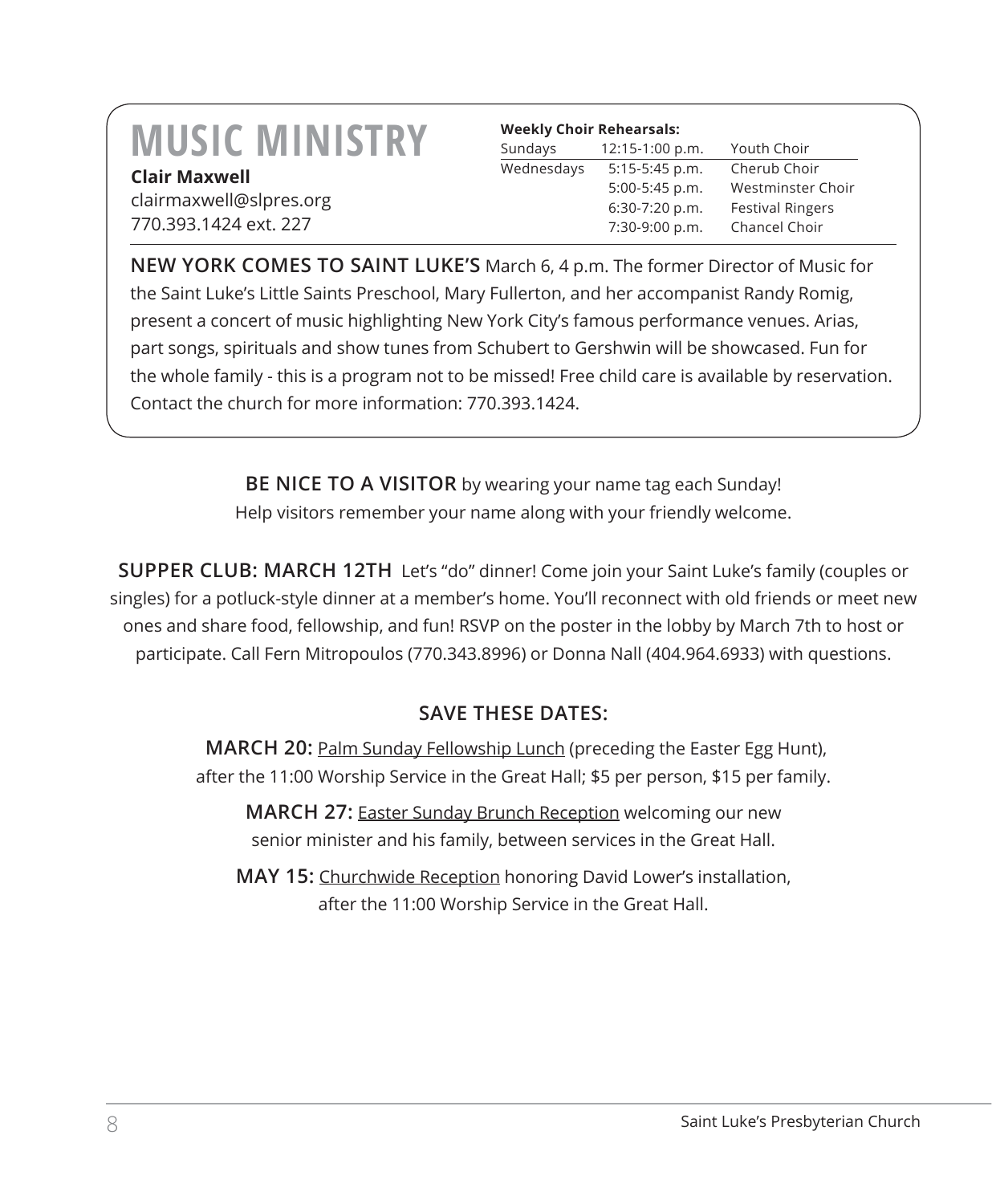# MUSIC MINISTRY

**Clair Maxwell**
clairmaxwell@slpres.org
770.393.1424 ext. 227

**Weekly Choir Rehearsals:**

| | | |
|---|---|---|
| Sundays | 12:15-1:00 p.m. | Youth Choir |
| Wednesdays | 5:15-5:45 p.m. | Cherub Choir |
| | 5:00-5:45 p.m. | Westminster Choir |
| | 6:30-7:20 p.m. | Festival Ringers |
| | 7:30-9:00 p.m. | Chancel Choir |

**NEW YORK COMES TO SAINT LUKE'S** March 6, 4 p.m. The former Director of Music for the Saint Luke's Little Saints Preschool, Mary Fullerton, and her accompanist Randy Romig, present a concert of music highlighting New York City's famous performance venues. Arias, part songs, spirituals and show tunes from Schubert to Gershwin will be showcased. Fun for the whole family - this is a program not to be missed! Free child care is available by reservation. Contact the church for more information: 770.393.1424.

**BE NICE TO A VISITOR** by wearing your name tag each Sunday! Help visitors remember your name along with your friendly welcome.

**SUPPER CLUB: MARCH 12TH** Let's "do" dinner! Come join your Saint Luke's family (couples or singles) for a potluck-style dinner at a member's home. You'll reconnect with old friends or meet new ones and share food, fellowship, and fun! RSVP on the poster in the lobby by March 7th to host or participate. Call Fern Mitropoulos (770.343.8996) or Donna Nall (404.964.6933) with questions.

## SAVE THESE DATES:

**MARCH 20:** Palm Sunday Fellowship Lunch (preceding the Easter Egg Hunt), after the 11:00 Worship Service in the Great Hall; $5 per person, $15 per family.

**MARCH 27:** Easter Sunday Brunch Reception welcoming our new senior minister and his family, between services in the Great Hall.

**MAY 15:** Churchwide Reception honoring David Lower's installation, after the 11:00 Worship Service in the Great Hall.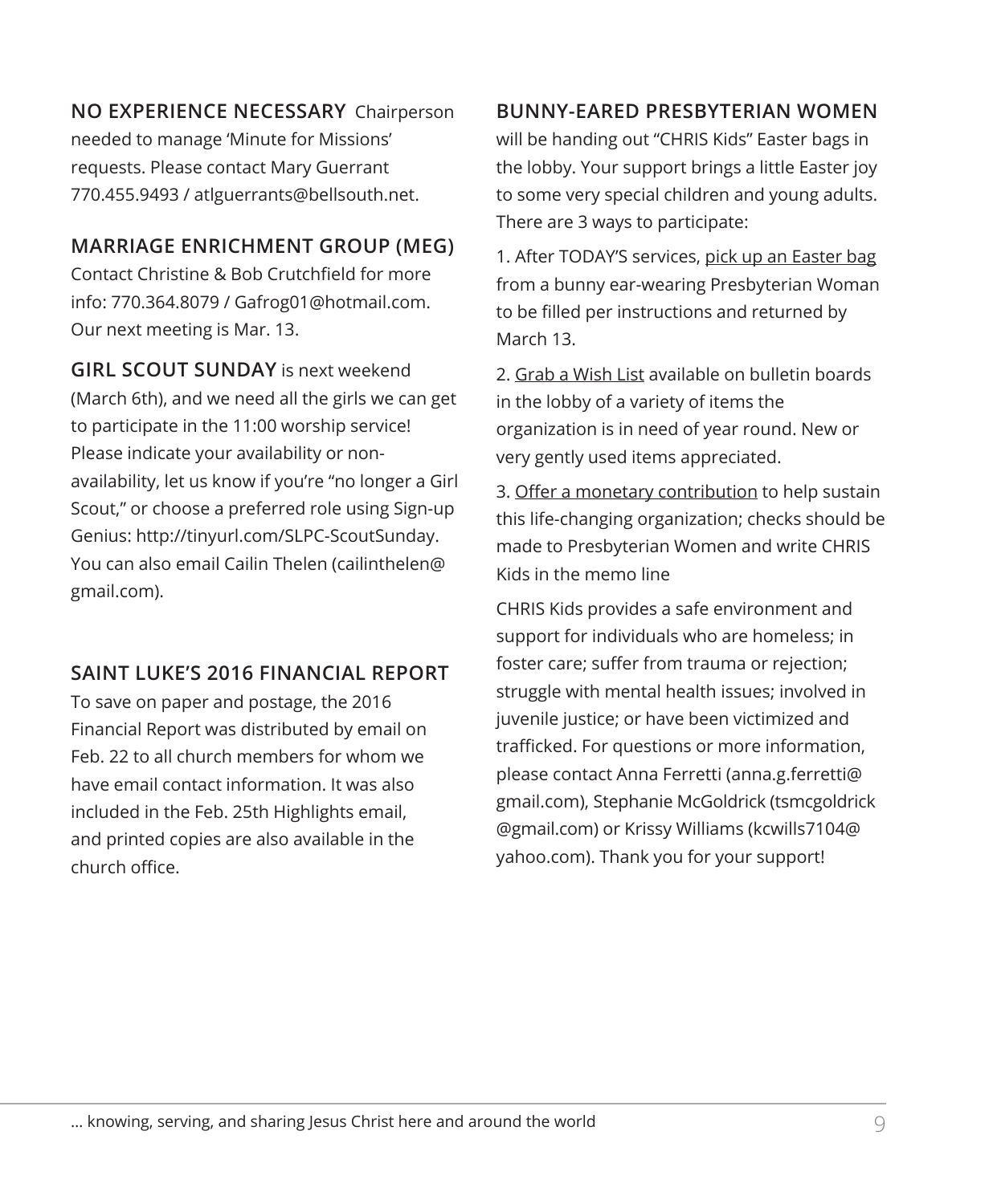**NO EXPERIENCE NECESSARY** Chairperson needed to manage 'Minute for Missions' requests. Please contact Mary Guerrant 770.455.9493 / atlguerrants@bellsouth.net.

## MARRIAGE ENRICHMENT GROUP (MEG)

Contact Christine & Bob Crutchfield for more info: 770.364.8079 / Gafrog01@hotmail.com. Our next meeting is Mar. 13.

**GIRL SCOUT SUNDAY** is next weekend (March 6th), and we need all the girls we can get to participate in the 11:00 worship service! Please indicate your availability or non-availability, let us know if you're "no longer a Girl Scout," or choose a preferred role using Sign-up Genius: http://tinyurl.com/SLPC-ScoutSunday. You can also email Cailin Thelen (cailinthelen@gmail.com).

## SAINT LUKE'S 2016 FINANCIAL REPORT

To save on paper and postage, the 2016 Financial Report was distributed by email on Feb. 22 to all church members for whom we have email contact information. It was also included in the Feb. 25th Highlights email, and printed copies are also available in the church office.

## BUNNY-EARED PRESBYTERIAN WOMEN

will be handing out "CHRIS Kids" Easter bags in the lobby. Your support brings a little Easter joy to some very special children and young adults. There are 3 ways to participate:

1. After TODAY'S services, pick up an Easter bag from a bunny ear-wearing Presbyterian Woman to be filled per instructions and returned by March 13.

2. Grab a Wish List available on bulletin boards in the lobby of a variety of items the organization is in need of year round. New or very gently used items appreciated.

3. Offer a monetary contribution to help sustain this life-changing organization; checks should be made to Presbyterian Women and write CHRIS Kids in the memo line

CHRIS Kids provides a safe environment and support for individuals who are homeless; in foster care; suffer from trauma or rejection; struggle with mental health issues; involved in juvenile justice; or have been victimized and trafficked. For questions or more information, please contact Anna Ferretti (anna.g.ferretti@gmail.com), Stephanie McGoldrick (tsmcgoldrick@gmail.com) or Krissy Williams (kcwills7104@yahoo.com). Thank you for your support!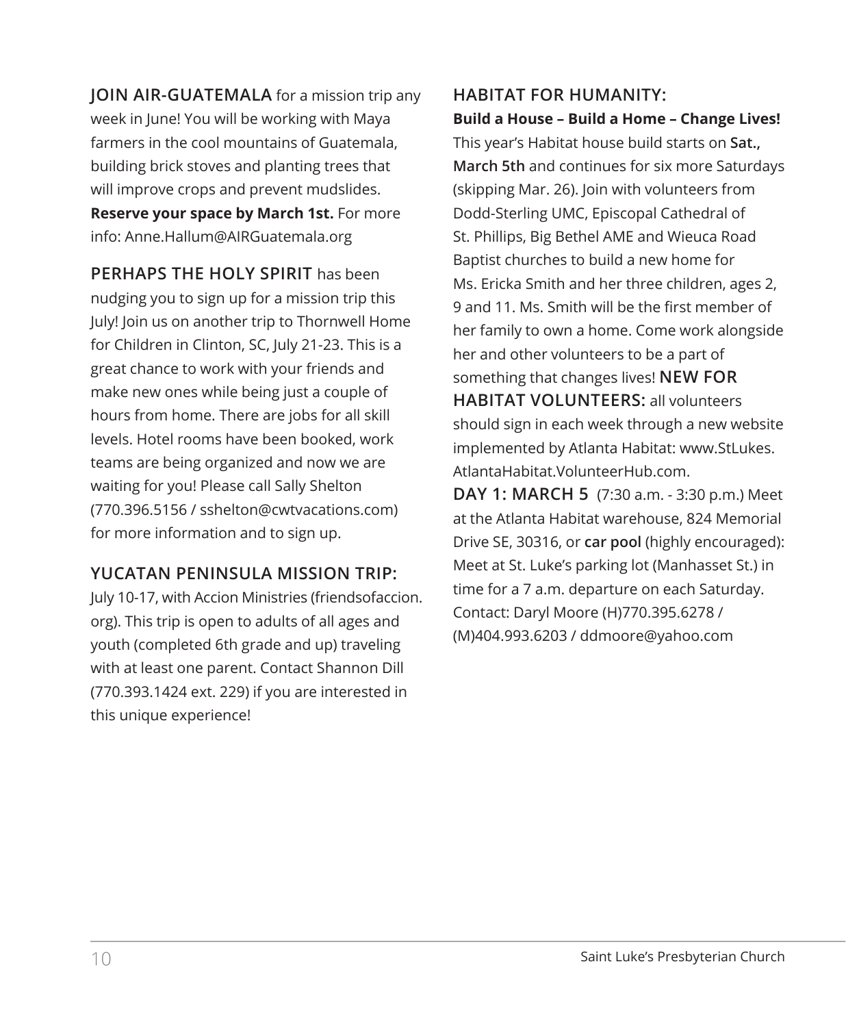**JOIN AIR-GUATEMALA** for a mission trip any week in June! You will be working with Maya farmers in the cool mountains of Guatemala, building brick stoves and planting trees that will improve crops and prevent mudslides. **Reserve your space by March 1st.** For more info: Anne.Hallum@AIRGuatemala.org

**PERHAPS THE HOLY SPIRIT** has been nudging you to sign up for a mission trip this July! Join us on another trip to Thornwell Home for Children in Clinton, SC, July 21-23. This is a great chance to work with your friends and make new ones while being just a couple of hours from home. There are jobs for all skill levels. Hotel rooms have been booked, work teams are being organized and now we are waiting for you! Please call Sally Shelton (770.396.5156 / sshelton@cwtvacations.com) for more information and to sign up.

## YUCATAN PENINSULA MISSION TRIP:

July 10-17, with Accion Ministries (friendsofaccion.org). This trip is open to adults of all ages and youth (completed 6th grade and up) traveling with at least one parent. Contact Shannon Dill (770.393.1424 ext. 229) if you are interested in this unique experience!

## HABITAT FOR HUMANITY:

**Build a House – Build a Home – Change Lives!**

This year's Habitat house build starts on **Sat., March 5th** and continues for six more Saturdays (skipping Mar. 26). Join with volunteers from Dodd-Sterling UMC, Episcopal Cathedral of St. Phillips, Big Bethel AME and Wieuca Road Baptist churches to build a new home for Ms. Ericka Smith and her three children, ages 2, 9 and 11. Ms. Smith will be the first member of her family to own a home. Come work alongside her and other volunteers to be a part of something that changes lives! **NEW FOR HABITAT VOLUNTEERS:** all volunteers should sign in each week through a new website implemented by Atlanta Habitat: www.StLukes.AtlantaHabitat.VolunteerHub.com.

**DAY 1: MARCH 5** (7:30 a.m. - 3:30 p.m.) Meet at the Atlanta Habitat warehouse, 824 Memorial Drive SE, 30316, or **car pool** (highly encouraged): Meet at St. Luke's parking lot (Manhasset St.) in time for a 7 a.m. departure on each Saturday. Contact: Daryl Moore (H)770.395.6278 / (M)404.993.6203 / ddmoore@yahoo.com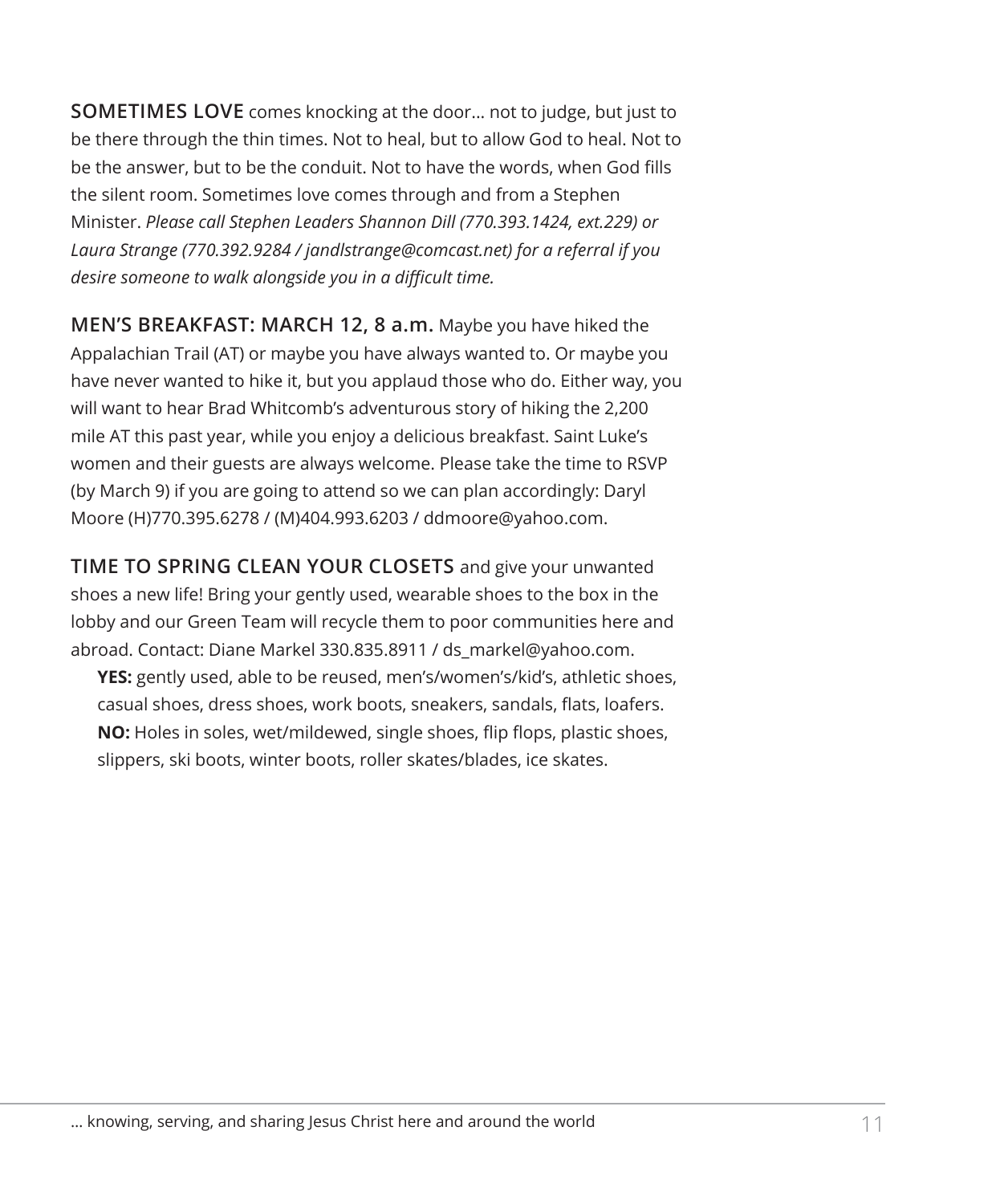**SOMETIMES LOVE** comes knocking at the door… not to judge, but just to be there through the thin times. Not to heal, but to allow God to heal. Not to be the answer, but to be the conduit. Not to have the words, when God fills the silent room. Sometimes love comes through and from a Stephen Minister. *Please call Stephen Leaders Shannon Dill (770.393.1424, ext.229) or Laura Strange (770.392.9284 / jandlstrange@comcast.net) for a referral if you desire someone to walk alongside you in a difficult time.*

**MEN'S BREAKFAST: MARCH 12, 8 a.m.** Maybe you have hiked the Appalachian Trail (AT) or maybe you have always wanted to. Or maybe you have never wanted to hike it, but you applaud those who do. Either way, you will want to hear Brad Whitcomb's adventurous story of hiking the 2,200 mile AT this past year, while you enjoy a delicious breakfast. Saint Luke's women and their guests are always welcome. Please take the time to RSVP (by March 9) if you are going to attend so we can plan accordingly: Daryl Moore (H)770.395.6278 / (M)404.993.6203 / ddmoore@yahoo.com.

**TIME TO SPRING CLEAN YOUR CLOSETS** and give your unwanted shoes a new life! Bring your gently used, wearable shoes to the box in the lobby and our Green Team will recycle them to poor communities here and abroad. Contact: Diane Markel 330.835.8911 / ds_markel@yahoo.com.

**YES:** gently used, able to be reused, men's/women's/kid's, athletic shoes, casual shoes, dress shoes, work boots, sneakers, sandals, flats, loafers.
**NO:** Holes in soles, wet/mildewed, single shoes, flip flops, plastic shoes, slippers, ski boots, winter boots, roller skates/blades, ice skates.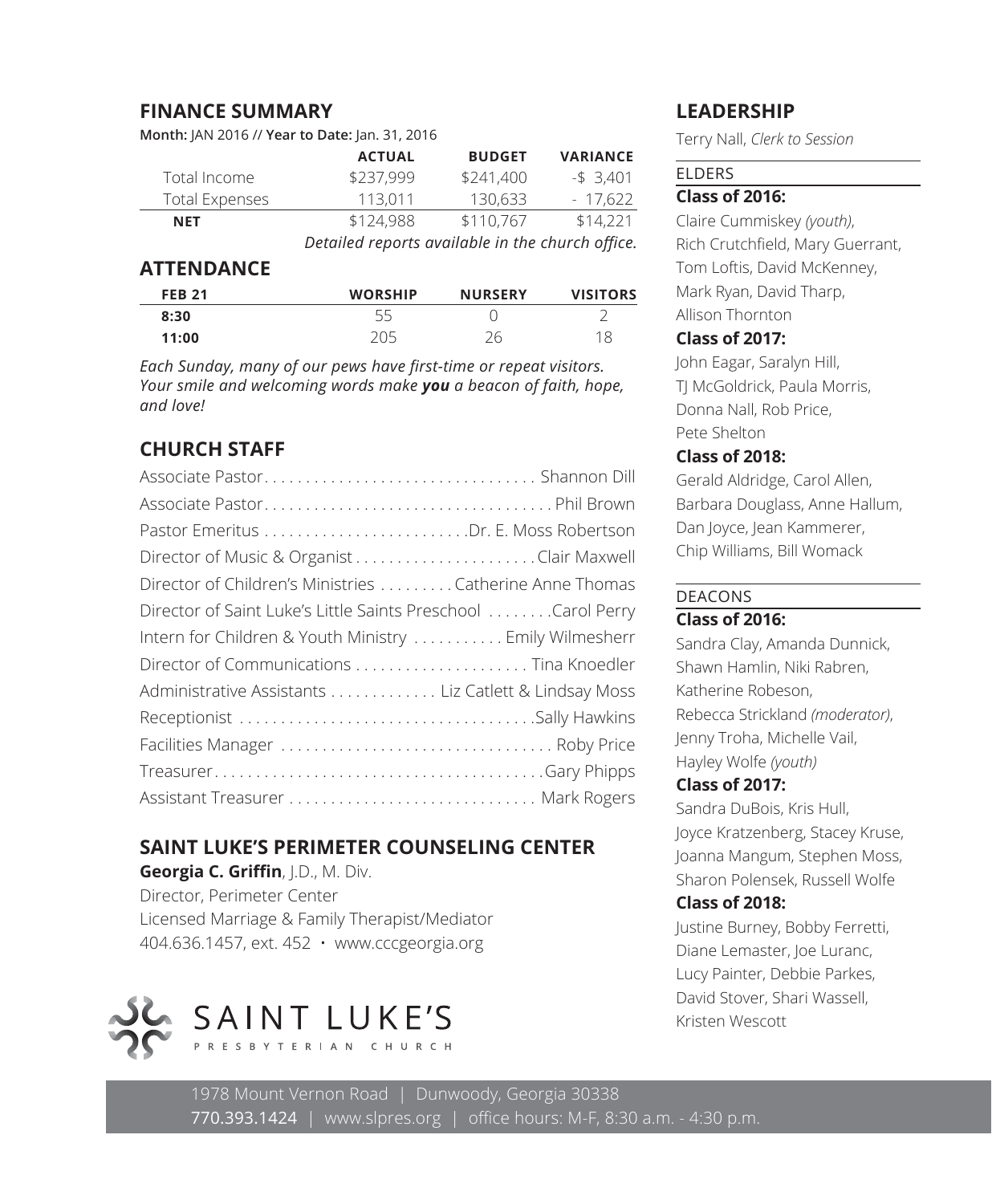## FINANCE SUMMARY

**Month:** JAN 2016 // **Year to Date:** Jan. 31, 2016

| | ACTUAL | BUDGET | VARIANCE |
|---|---|---|---|
| Total Income | $237,999 | $241,400 | -$ 3,401 |
| Total Expenses | 113,011 | 130,633 | - 17,622 |
| **NET** | $124,988 | $110,767 | $14,221 |

*Detailed reports available in the church office.*

## ATTENDANCE

| FEB 21 | WORSHIP | NURSERY | VISITORS |
|---|---|---|---|
| **8:30** | 55 | 0 | 2 |
| **11:00** | 205 | 26 | 18 |

*Each Sunday, many of our pews have first-time or repeat visitors. Your smile and welcoming words make **you** a beacon of faith, hope, and love!*

## CHURCH STAFF

Associate Pastor . . . . . . . . . . Shannon Dill
Associate Pastor . . . . . . . . . . Phil Brown
Pastor Emeritus . . . . . . . . . . Dr. E. Moss Robertson
Director of Music & Organist . . . . . . . . . . Clair Maxwell
Director of Children's Ministries . . . . . . . . . . Catherine Anne Thomas
Director of Saint Luke's Little Saints Preschool . . . . . . . . . . Carol Perry
Intern for Children & Youth Ministry . . . . . . . . . . Emily Wilmesherr
Director of Communications . . . . . . . . . . Tina Knoedler
Administrative Assistants . . . . . . . . . . Liz Catlett & Lindsay Moss
Receptionist . . . . . . . . . . Sally Hawkins
Facilities Manager . . . . . . . . . . Roby Price
Treasurer . . . . . . . . . . Gary Phipps
Assistant Treasurer . . . . . . . . . . Mark Rogers

## SAINT LUKE'S PERIMETER COUNSELING CENTER

**Georgia C. Griffin**, J.D., M. Div.
Director, Perimeter Center
Licensed Marriage & Family Therapist/Mediator
404.636.1457, ext. 452 • www.cccgeorgia.org

SAINT LUKE'S
PRESBYTERIAN CHURCH

## LEADERSHIP

Terry Nall, *Clerk to Session*

ELDERS

**Class of 2016:**

Claire Cummiskey *(youth)*, Rich Crutchfield, Mary Guerrant, Tom Loftis, David McKenney, Mark Ryan, David Tharp, Allison Thornton

**Class of 2017:**

John Eagar, Saralyn Hill, TJ McGoldrick, Paula Morris, Donna Nall, Rob Price, Pete Shelton

**Class of 2018:**

Gerald Aldridge, Carol Allen, Barbara Douglass, Anne Hallum, Dan Joyce, Jean Kammerer, Chip Williams, Bill Womack

DEACONS

**Class of 2016:**

Sandra Clay, Amanda Dunnick, Shawn Hamlin, Niki Rabren, Katherine Robeson, Rebecca Strickland *(moderator)*, Jenny Troha, Michelle Vail, Hayley Wolfe *(youth)*

**Class of 2017:**

Sandra DuBois, Kris Hull, Joyce Kratzenberg, Stacey Kruse, Joanna Mangum, Stephen Moss, Sharon Polensek, Russell Wolfe

**Class of 2018:**

Justine Burney, Bobby Ferretti, Diane Lemaster, Joe Luranc, Lucy Painter, Debbie Parkes, David Stover, Shari Wassell, Kristen Wescott

1978 Mount Vernon Road | Dunwoody, Georgia 30338
770.393.1424 | www.slpres.org | office hours: M-F, 8:30 a.m. - 4:30 p.m.